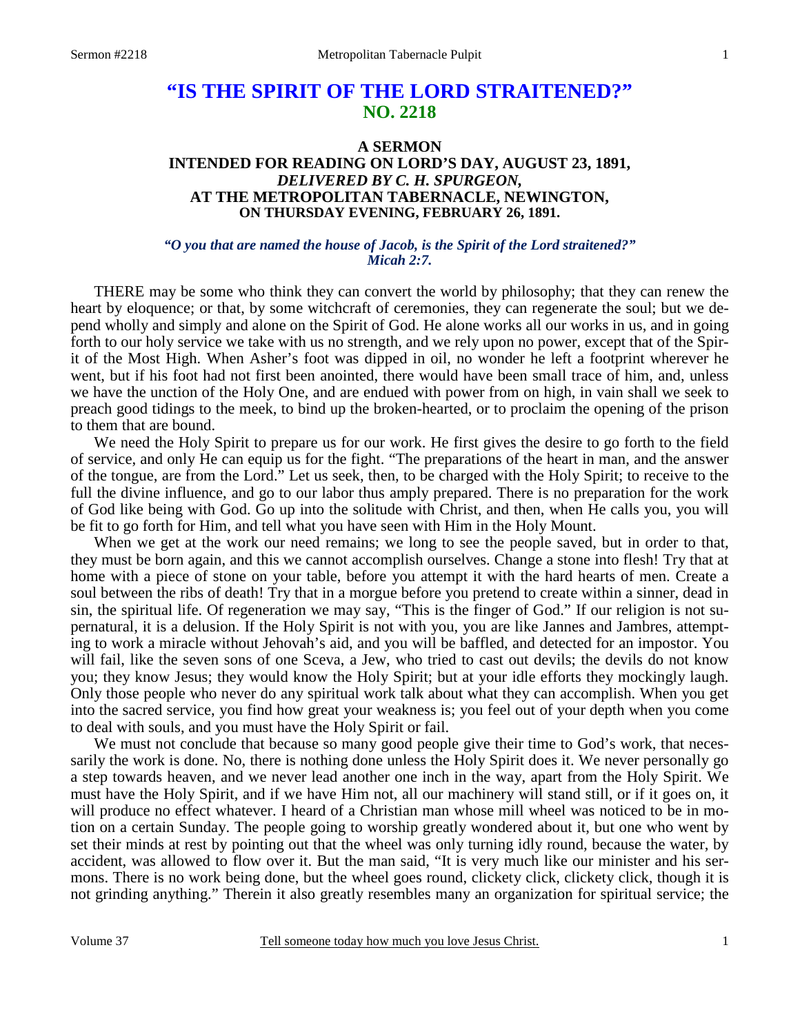# "IS THE SPIRIT OF THE LORD STRAITENED?"
## NO. 2218

### A SERMON
### INTENDED FOR READING ON LORD'S DAY, AUGUST 23, 1891,
### *DELIVERED BY C. H. SPURGEON,*
### AT THE METROPOLITAN TABERNACLE, NEWINGTON,
### ON THURSDAY EVENING, FEBRUARY 26, 1891.

*"O you that are named the house of Jacob, is the Spirit of the Lord straitened?"*
*Micah 2:7.*

THERE may be some who think they can convert the world by philosophy; that they can renew the heart by eloquence; or that, by some witchcraft of ceremonies, they can regenerate the soul; but we depend wholly and simply and alone on the Spirit of God. He alone works all our works in us, and in going forth to our holy service we take with us no strength, and we rely upon no power, except that of the Spirit of the Most High. When Asher's foot was dipped in oil, no wonder he left a footprint wherever he went, but if his foot had not first been anointed, there would have been small trace of him, and, unless we have the unction of the Holy One, and are endued with power from on high, in vain shall we seek to preach good tidings to the meek, to bind up the broken-hearted, or to proclaim the opening of the prison to them that are bound.

We need the Holy Spirit to prepare us for our work. He first gives the desire to go forth to the field of service, and only He can equip us for the fight. "The preparations of the heart in man, and the answer of the tongue, are from the Lord." Let us seek, then, to be charged with the Holy Spirit; to receive to the full the divine influence, and go to our labor thus amply prepared. There is no preparation for the work of God like being with God. Go up into the solitude with Christ, and then, when He calls you, you will be fit to go forth for Him, and tell what you have seen with Him in the Holy Mount.

When we get at the work our need remains; we long to see the people saved, but in order to that, they must be born again, and this we cannot accomplish ourselves. Change a stone into flesh! Try that at home with a piece of stone on your table, before you attempt it with the hard hearts of men. Create a soul between the ribs of death! Try that in a morgue before you pretend to create within a sinner, dead in sin, the spiritual life. Of regeneration we may say, "This is the finger of God." If our religion is not supernatural, it is a delusion. If the Holy Spirit is not with you, you are like Jannes and Jambres, attempting to work a miracle without Jehovah's aid, and you will be baffled, and detected for an impostor. You will fail, like the seven sons of one Sceva, a Jew, who tried to cast out devils; the devils do not know you; they know Jesus; they would know the Holy Spirit; but at your idle efforts they mockingly laugh. Only those people who never do any spiritual work talk about what they can accomplish. When you get into the sacred service, you find how great your weakness is; you feel out of your depth when you come to deal with souls, and you must have the Holy Spirit or fail.

We must not conclude that because so many good people give their time to God's work, that necessarily the work is done. No, there is nothing done unless the Holy Spirit does it. We never personally go a step towards heaven, and we never lead another one inch in the way, apart from the Holy Spirit. We must have the Holy Spirit, and if we have Him not, all our machinery will stand still, or if it goes on, it will produce no effect whatever. I heard of a Christian man whose mill wheel was noticed to be in motion on a certain Sunday. The people going to worship greatly wondered about it, but one who went by set their minds at rest by pointing out that the wheel was only turning idly round, because the water, by accident, was allowed to flow over it. But the man said, "It is very much like our minister and his sermons. There is no work being done, but the wheel goes round, clickety click, clickety click, though it is not grinding anything." Therein it also greatly resembles many an organization for spiritual service; the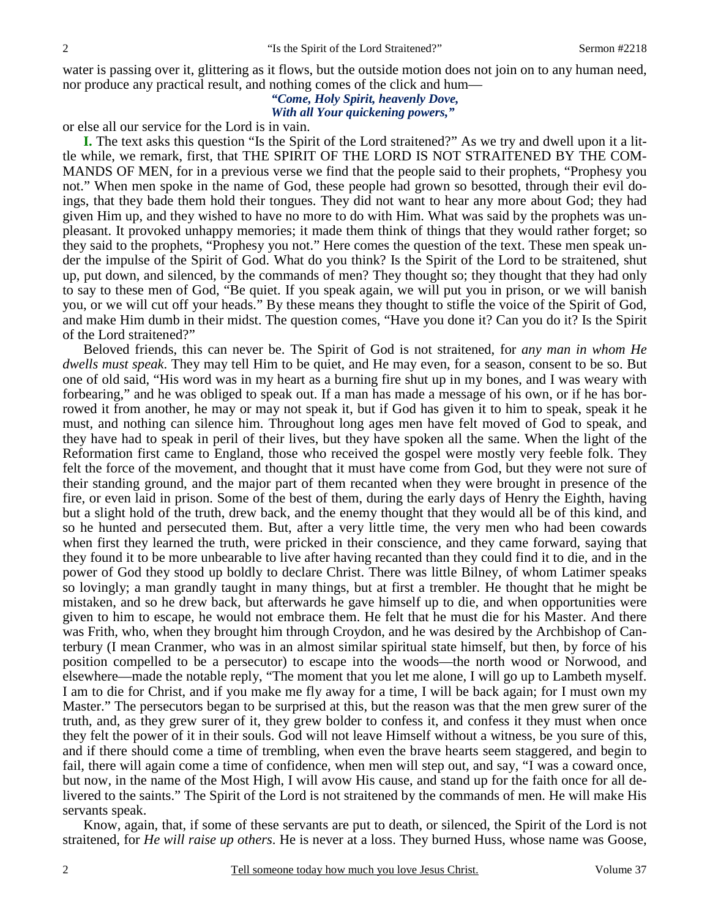water is passing over it, glittering as it flows, but the outside motion does not join on to any human need, nor produce any practical result, and nothing comes of the click and hum—

*"Come, Holy Spirit, heavenly Dove,*
*With all Your quickening powers,"*

or else all our service for the Lord is in vain.

**I.** The text asks this question "Is the Spirit of the Lord straitened?" As we try and dwell upon it a little while, we remark, first, that THE SPIRIT OF THE LORD IS NOT STRAITENED BY THE COMMANDS OF MEN, for in a previous verse we find that the people said to their prophets, "Prophesy you not." When men spoke in the name of God, these people had grown so besotted, through their evil doings, that they bade them hold their tongues. They did not want to hear any more about God; they had given Him up, and they wished to have no more to do with Him. What was said by the prophets was unpleasant. It provoked unhappy memories; it made them think of things that they would rather forget; so they said to the prophets, "Prophesy you not." Here comes the question of the text. These men speak under the impulse of the Spirit of God. What do you think? Is the Spirit of the Lord to be straitened, shut up, put down, and silenced, by the commands of men? They thought so; they thought that they had only to say to these men of God, "Be quiet. If you speak again, we will put you in prison, or we will banish you, or we will cut off your heads." By these means they thought to stifle the voice of the Spirit of God, and make Him dumb in their midst. The question comes, "Have you done it? Can you do it? Is the Spirit of the Lord straitened?"

Beloved friends, this can never be. The Spirit of God is not straitened, for *any man in whom He dwells must speak*. They may tell Him to be quiet, and He may even, for a season, consent to be so. But one of old said, "His word was in my heart as a burning fire shut up in my bones, and I was weary with forbearing," and he was obliged to speak out. If a man has made a message of his own, or if he has borrowed it from another, he may or may not speak it, but if God has given it to him to speak, speak it he must, and nothing can silence him. Throughout long ages men have felt moved of God to speak, and they have had to speak in peril of their lives, but they have spoken all the same. When the light of the Reformation first came to England, those who received the gospel were mostly very feeble folk. They felt the force of the movement, and thought that it must have come from God, but they were not sure of their standing ground, and the major part of them recanted when they were brought in presence of the fire, or even laid in prison. Some of the best of them, during the early days of Henry the Eighth, having but a slight hold of the truth, drew back, and the enemy thought that they would all be of this kind, and so he hunted and persecuted them. But, after a very little time, the very men who had been cowards when first they learned the truth, were pricked in their conscience, and they came forward, saying that they found it to be more unbearable to live after having recanted than they could find it to die, and in the power of God they stood up boldly to declare Christ. There was little Bilney, of whom Latimer speaks so lovingly; a man grandly taught in many things, but at first a trembler. He thought that he might be mistaken, and so he drew back, but afterwards he gave himself up to die, and when opportunities were given to him to escape, he would not embrace them. He felt that he must die for his Master. And there was Frith, who, when they brought him through Croydon, and he was desired by the Archbishop of Canterbury (I mean Cranmer, who was in an almost similar spiritual state himself, but then, by force of his position compelled to be a persecutor) to escape into the woods—the north wood or Norwood, and elsewhere—made the notable reply, "The moment that you let me alone, I will go up to Lambeth myself. I am to die for Christ, and if you make me fly away for a time, I will be back again; for I must own my Master." The persecutors began to be surprised at this, but the reason was that the men grew surer of the truth, and, as they grew surer of it, they grew bolder to confess it, and confess it they must when once they felt the power of it in their souls. God will not leave Himself without a witness, be you sure of this, and if there should come a time of trembling, when even the brave hearts seem staggered, and begin to fail, there will again come a time of confidence, when men will step out, and say, "I was a coward once, but now, in the name of the Most High, I will avow His cause, and stand up for the faith once for all delivered to the saints." The Spirit of the Lord is not straitened by the commands of men. He will make His servants speak.

Know, again, that, if some of these servants are put to death, or silenced, the Spirit of the Lord is not straitened, for *He will raise up others*. He is never at a loss. They burned Huss, whose name was Goose,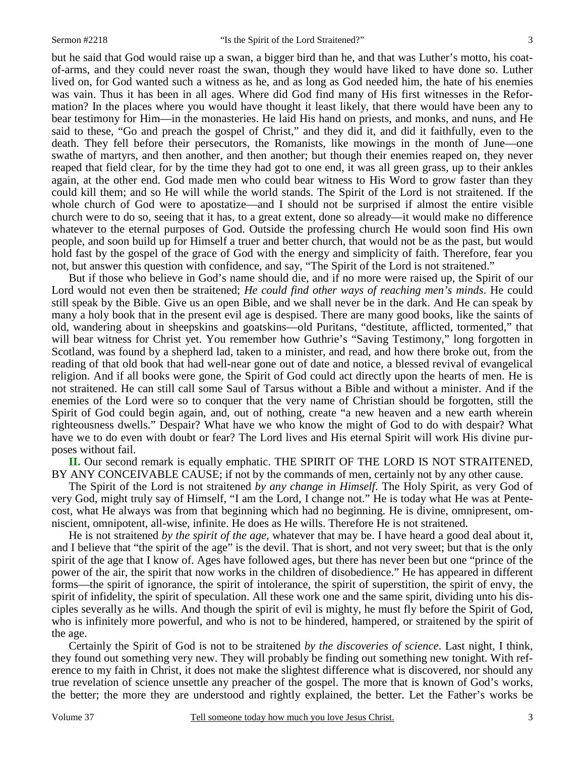but he said that God would raise up a swan, a bigger bird than he, and that was Luther's motto, his coat-of-arms, and they could never roast the swan, though they would have liked to have done so. Luther lived on, for God wanted such a witness as he, and as long as God needed him, the hate of his enemies was vain. Thus it has been in all ages. Where did God find many of His first witnesses in the Reformation? In the places where you would have thought it least likely, that there would have been any to bear testimony for Him—in the monasteries. He laid His hand on priests, and monks, and nuns, and He said to these, "Go and preach the gospel of Christ," and they did it, and did it faithfully, even to the death. They fell before their persecutors, the Romanists, like mowings in the month of June—one swathe of martyrs, and then another, and then another; but though their enemies reaped on, they never reaped that field clear, for by the time they had got to one end, it was all green grass, up to their ankles again, at the other end. God made men who could bear witness to His Word to grow faster than they could kill them; and so He will while the world stands. The Spirit of the Lord is not straitened. If the whole church of God were to apostatize—and I should not be surprised if almost the entire visible church were to do so, seeing that it has, to a great extent, done so already—it would make no difference whatever to the eternal purposes of God. Outside the professing church He would soon find His own people, and soon build up for Himself a truer and better church, that would not be as the past, but would hold fast by the gospel of the grace of God with the energy and simplicity of faith. Therefore, fear you not, but answer this question with confidence, and say, "The Spirit of the Lord is not straitened."

But if those who believe in God's name should die, and if no more were raised up, the Spirit of our Lord would not even then be straitened; *He could find other ways of reaching men's minds*. He could still speak by the Bible. Give us an open Bible, and we shall never be in the dark. And He can speak by many a holy book that in the present evil age is despised. There are many good books, like the saints of old, wandering about in sheepskins and goatskins—old Puritans, "destitute, afflicted, tormented," that will bear witness for Christ yet. You remember how Guthrie's "Saving Testimony," long forgotten in Scotland, was found by a shepherd lad, taken to a minister, and read, and how there broke out, from the reading of that old book that had well-near gone out of date and notice, a blessed revival of evangelical religion. And if all books were gone, the Spirit of God could act directly upon the hearts of men. He is not straitened. He can still call some Saul of Tarsus without a Bible and without a minister. And if the enemies of the Lord were so to conquer that the very name of Christian should be forgotten, still the Spirit of God could begin again, and, out of nothing, create "a new heaven and a new earth wherein righteousness dwells." Despair? What have we who know the might of God to do with despair? What have we to do even with doubt or fear? The Lord lives and His eternal Spirit will work His divine purposes without fail.

**II.** Our second remark is equally emphatic. THE SPIRIT OF THE LORD IS NOT STRAITENED, BY ANY CONCEIVABLE CAUSE; if not by the commands of men, certainly not by any other cause.

The Spirit of the Lord is not straitened *by any change in Himself*. The Holy Spirit, as very God of very God, might truly say of Himself, "I am the Lord, I change not." He is today what He was at Pentecost, what He always was from that beginning which had no beginning. He is divine, omnipresent, omniscient, omnipotent, all-wise, infinite. He does as He wills. Therefore He is not straitened.

He is not straitened *by the spirit of the age*, whatever that may be. I have heard a good deal about it, and I believe that "the spirit of the age" is the devil. That is short, and not very sweet; but that is the only spirit of the age that I know of. Ages have followed ages, but there has never been but one "prince of the power of the air, the spirit that now works in the children of disobedience." He has appeared in different forms—the spirit of ignorance, the spirit of intolerance, the spirit of superstition, the spirit of envy, the spirit of infidelity, the spirit of speculation. All these work one and the same spirit, dividing unto his disciples severally as he wills. And though the spirit of evil is mighty, he must fly before the Spirit of God, who is infinitely more powerful, and who is not to be hindered, hampered, or straitened by the spirit of the age.

Certainly the Spirit of God is not to be straitened *by the discoveries of science*. Last night, I think, they found out something very new. They will probably be finding out something new tonight. With reference to my faith in Christ, it does not make the slightest difference what is discovered, nor should any true revelation of science unsettle any preacher of the gospel. The more that is known of God's works, the better; the more they are understood and rightly explained, the better. Let the Father's works be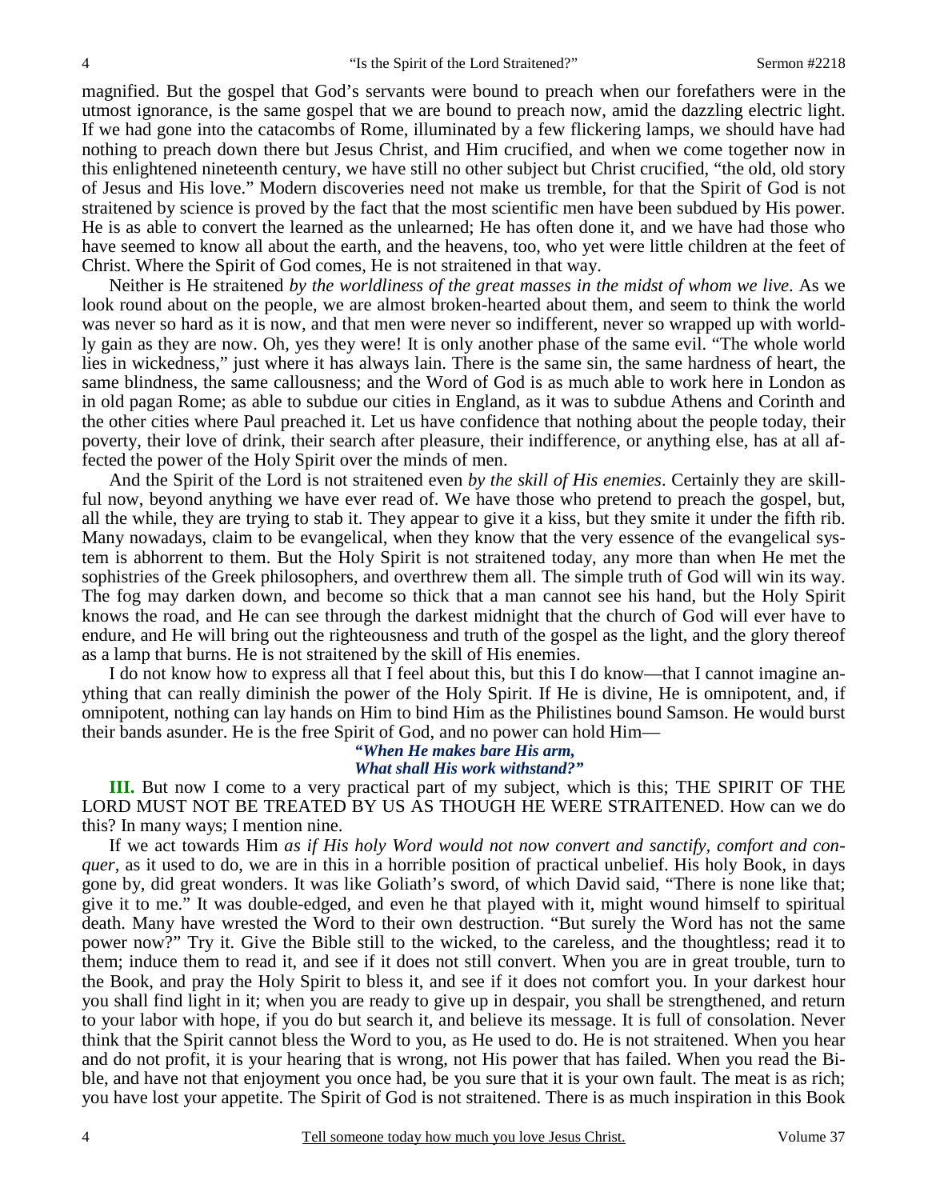magnified. But the gospel that God's servants were bound to preach when our forefathers were in the utmost ignorance, is the same gospel that we are bound to preach now, amid the dazzling electric light. If we had gone into the catacombs of Rome, illuminated by a few flickering lamps, we should have had nothing to preach down there but Jesus Christ, and Him crucified, and when we come together now in this enlightened nineteenth century, we have still no other subject but Christ crucified, "the old, old story of Jesus and His love." Modern discoveries need not make us tremble, for that the Spirit of God is not straitened by science is proved by the fact that the most scientific men have been subdued by His power. He is as able to convert the learned as the unlearned; He has often done it, and we have had those who have seemed to know all about the earth, and the heavens, too, who yet were little children at the feet of Christ. Where the Spirit of God comes, He is not straitened in that way.

Neither is He straitened *by the worldliness of the great masses in the midst of whom we live*. As we look round about on the people, we are almost broken-hearted about them, and seem to think the world was never so hard as it is now, and that men were never so indifferent, never so wrapped up with worldly gain as they are now. Oh, yes they were! It is only another phase of the same evil. "The whole world lies in wickedness," just where it has always lain. There is the same sin, the same hardness of heart, the same blindness, the same callousness; and the Word of God is as much able to work here in London as in old pagan Rome; as able to subdue our cities in England, as it was to subdue Athens and Corinth and the other cities where Paul preached it. Let us have confidence that nothing about the people today, their poverty, their love of drink, their search after pleasure, their indifference, or anything else, has at all affected the power of the Holy Spirit over the minds of men.

And the Spirit of the Lord is not straitened even *by the skill of His enemies*. Certainly they are skillful now, beyond anything we have ever read of. We have those who pretend to preach the gospel, but, all the while, they are trying to stab it. They appear to give it a kiss, but they smite it under the fifth rib. Many nowadays, claim to be evangelical, when they know that the very essence of the evangelical system is abhorrent to them. But the Holy Spirit is not straitened today, any more than when He met the sophistries of the Greek philosophers, and overthrew them all. The simple truth of God will win its way. The fog may darken down, and become so thick that a man cannot see his hand, but the Holy Spirit knows the road, and He can see through the darkest midnight that the church of God will ever have to endure, and He will bring out the righteousness and truth of the gospel as the light, and the glory thereof as a lamp that burns. He is not straitened by the skill of His enemies.

I do not know how to express all that I feel about this, but this I do know—that I cannot imagine anything that can really diminish the power of the Holy Spirit. If He is divine, He is omnipotent, and, if omnipotent, nothing can lay hands on Him to bind Him as the Philistines bound Samson. He would burst their bands asunder. He is the free Spirit of God, and no power can hold Him—

***"When He makes bare His arm,***
***What shall His work withstand?"***

**III.** But now I come to a very practical part of my subject, which is this; THE SPIRIT OF THE LORD MUST NOT BE TREATED BY US AS THOUGH HE WERE STRAITENED. How can we do this? In many ways; I mention nine.

If we act towards Him *as if His holy Word would not now convert and sanctify, comfort and conquer,* as it used to do, we are in this in a horrible position of practical unbelief. His holy Book, in days gone by, did great wonders. It was like Goliath's sword, of which David said, "There is none like that; give it to me." It was double-edged, and even he that played with it, might wound himself to spiritual death. Many have wrested the Word to their own destruction. "But surely the Word has not the same power now?" Try it. Give the Bible still to the wicked, to the careless, and the thoughtless; read it to them; induce them to read it, and see if it does not still convert. When you are in great trouble, turn to the Book, and pray the Holy Spirit to bless it, and see if it does not comfort you. In your darkest hour you shall find light in it; when you are ready to give up in despair, you shall be strengthened, and return to your labor with hope, if you do but search it, and believe its message. It is full of consolation. Never think that the Spirit cannot bless the Word to you, as He used to do. He is not straitened. When you hear and do not profit, it is your hearing that is wrong, not His power that has failed. When you read the Bible, and have not that enjoyment you once had, be you sure that it is your own fault. The meat is as rich; you have lost your appetite. The Spirit of God is not straitened. There is as much inspiration in this Book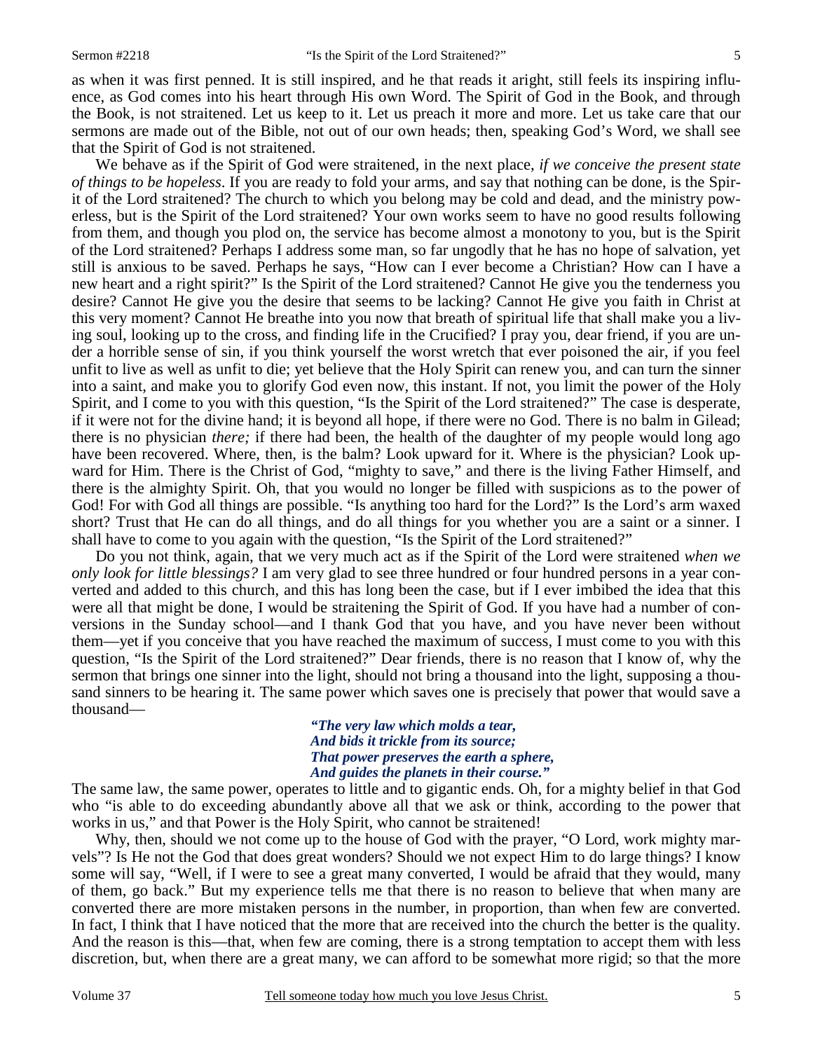as when it was first penned. It is still inspired, and he that reads it aright, still feels its inspiring influence, as God comes into his heart through His own Word. The Spirit of God in the Book, and through the Book, is not straitened. Let us keep to it. Let us preach it more and more. Let us take care that our sermons are made out of the Bible, not out of our own heads; then, speaking God's Word, we shall see that the Spirit of God is not straitened.

We behave as if the Spirit of God were straitened, in the next place, *if we conceive the present state of things to be hopeless*. If you are ready to fold your arms, and say that nothing can be done, is the Spirit of the Lord straitened? The church to which you belong may be cold and dead, and the ministry powerless, but is the Spirit of the Lord straitened? Your own works seem to have no good results following from them, and though you plod on, the service has become almost a monotony to you, but is the Spirit of the Lord straitened? Perhaps I address some man, so far ungodly that he has no hope of salvation, yet still is anxious to be saved. Perhaps he says, "How can I ever become a Christian? How can I have a new heart and a right spirit?" Is the Spirit of the Lord straitened? Cannot He give you the tenderness you desire? Cannot He give you the desire that seems to be lacking? Cannot He give you faith in Christ at this very moment? Cannot He breathe into you now that breath of spiritual life that shall make you a living soul, looking up to the cross, and finding life in the Crucified? I pray you, dear friend, if you are under a horrible sense of sin, if you think yourself the worst wretch that ever poisoned the air, if you feel unfit to live as well as unfit to die; yet believe that the Holy Spirit can renew you, and can turn the sinner into a saint, and make you to glorify God even now, this instant. If not, you limit the power of the Holy Spirit, and I come to you with this question, "Is the Spirit of the Lord straitened?" The case is desperate, if it were not for the divine hand; it is beyond all hope, if there were no God. There is no balm in Gilead; there is no physician *there;* if there had been, the health of the daughter of my people would long ago have been recovered. Where, then, is the balm? Look upward for it. Where is the physician? Look upward for Him. There is the Christ of God, "mighty to save," and there is the living Father Himself, and there is the almighty Spirit. Oh, that you would no longer be filled with suspicions as to the power of God! For with God all things are possible. "Is anything too hard for the Lord?" Is the Lord's arm waxed short? Trust that He can do all things, and do all things for you whether you are a saint or a sinner. I shall have to come to you again with the question, "Is the Spirit of the Lord straitened?"

Do you not think, again, that we very much act as if the Spirit of the Lord were straitened *when we only look for little blessings?* I am very glad to see three hundred or four hundred persons in a year converted and added to this church, and this has long been the case, but if I ever imbibed the idea that this were all that might be done, I would be straitening the Spirit of God. If you have had a number of conversions in the Sunday school—and I thank God that you have, and you have never been without them—yet if you conceive that you have reached the maximum of success, I must come to you with this question, "Is the Spirit of the Lord straitened?" Dear friends, there is no reason that I know of, why the sermon that brings one sinner into the light, should not bring a thousand into the light, supposing a thousand sinners to be hearing it. The same power which saves one is precisely that power that would save a thousand—

> ***"The very law which molds a tear,***
> ***And bids it trickle from its source;***
> ***That power preserves the earth a sphere,***
> ***And guides the planets in their course."***

The same law, the same power, operates to little and to gigantic ends. Oh, for a mighty belief in that God who "is able to do exceeding abundantly above all that we ask or think, according to the power that works in us," and that Power is the Holy Spirit, who cannot be straitened!

Why, then, should we not come up to the house of God with the prayer, "O Lord, work mighty marvels"? Is He not the God that does great wonders? Should we not expect Him to do large things? I know some will say, "Well, if I were to see a great many converted, I would be afraid that they would, many of them, go back." But my experience tells me that there is no reason to believe that when many are converted there are more mistaken persons in the number, in proportion, than when few are converted. In fact, I think that I have noticed that the more that are received into the church the better is the quality. And the reason is this—that, when few are coming, there is a strong temptation to accept them with less discretion, but, when there are a great many, we can afford to be somewhat more rigid; so that the more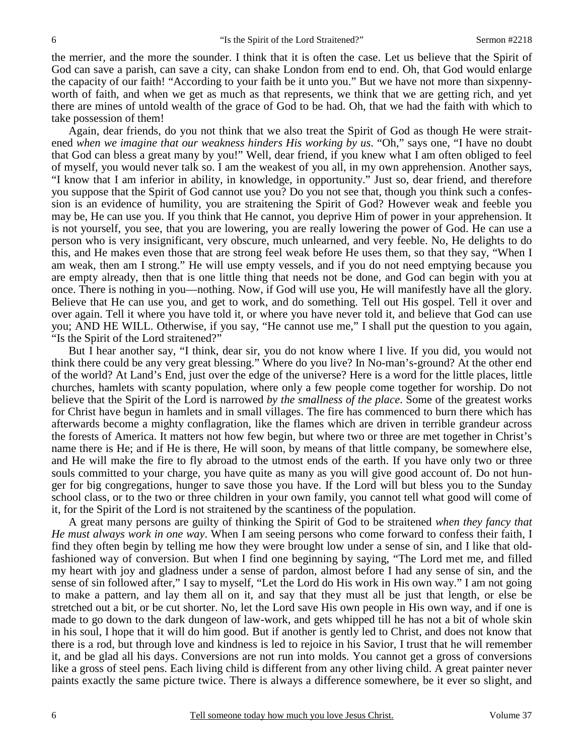the merrier, and the more the sounder. I think that it is often the case. Let us believe that the Spirit of God can save a parish, can save a city, can shake London from end to end. Oh, that God would enlarge the capacity of our faith! "According to your faith be it unto you." But we have not more than sixpenny-worth of faith, and when we get as much as that represents, we think that we are getting rich, and yet there are mines of untold wealth of the grace of God to be had. Oh, that we had the faith with which to take possession of them!

Again, dear friends, do you not think that we also treat the Spirit of God as though He were straitened *when we imagine that our weakness hinders His working by us*. "Oh," says one, "I have no doubt that God can bless a great many by you!" Well, dear friend, if you knew what I am often obliged to feel of myself, you would never talk so. I am the weakest of you all, in my own apprehension. Another says, "I know that I am inferior in ability, in knowledge, in opportunity." Just so, dear friend, and therefore you suppose that the Spirit of God cannot use you? Do you not see that, though you think such a confession is an evidence of humility, you are straitening the Spirit of God? However weak and feeble you may be, He can use you. If you think that He cannot, you deprive Him of power in your apprehension. It is not yourself, you see, that you are lowering, you are really lowering the power of God. He can use a person who is very insignificant, very obscure, much unlearned, and very feeble. No, He delights to do this, and He makes even those that are strong feel weak before He uses them, so that they say, "When I am weak, then am I strong." He will use empty vessels, and if you do not need emptying because you are empty already, then that is one little thing that needs not be done, and God can begin with you at once. There is nothing in you—nothing. Now, if God will use you, He will manifestly have all the glory. Believe that He can use you, and get to work, and do something. Tell out His gospel. Tell it over and over again. Tell it where you have told it, or where you have never told it, and believe that God can use you; AND HE WILL. Otherwise, if you say, "He cannot use me," I shall put the question to you again, "Is the Spirit of the Lord straitened?"

But I hear another say, "I think, dear sir, you do not know where I live. If you did, you would not think there could be any very great blessing." Where do you live? In No-man's-ground? At the other end of the world? At Land's End, just over the edge of the universe? Here is a word for the little places, little churches, hamlets with scanty population, where only a few people come together for worship. Do not believe that the Spirit of the Lord is narrowed *by the smallness of the place*. Some of the greatest works for Christ have begun in hamlets and in small villages. The fire has commenced to burn there which has afterwards become a mighty conflagration, like the flames which are driven in terrible grandeur across the forests of America. It matters not how few begin, but where two or three are met together in Christ's name there is He; and if He is there, He will soon, by means of that little company, be somewhere else, and He will make the fire to fly abroad to the utmost ends of the earth. If you have only two or three souls committed to your charge, you have quite as many as you will give good account of. Do not hunger for big congregations, hunger to save those you have. If the Lord will but bless you to the Sunday school class, or to the two or three children in your own family, you cannot tell what good will come of it, for the Spirit of the Lord is not straitened by the scantiness of the population.

A great many persons are guilty of thinking the Spirit of God to be straitened *when they fancy that He must always work in one way*. When I am seeing persons who come forward to confess their faith, I find they often begin by telling me how they were brought low under a sense of sin, and I like that old-fashioned way of conversion. But when I find one beginning by saying, "The Lord met me, and filled my heart with joy and gladness under a sense of pardon, almost before I had any sense of sin, and the sense of sin followed after," I say to myself, "Let the Lord do His work in His own way." I am not going to make a pattern, and lay them all on it, and say that they must all be just that length, or else be stretched out a bit, or be cut shorter. No, let the Lord save His own people in His own way, and if one is made to go down to the dark dungeon of law-work, and gets whipped till he has not a bit of whole skin in his soul, I hope that it will do him good. But if another is gently led to Christ, and does not know that there is a rod, but through love and kindness is led to rejoice in his Savior, I trust that he will remember it, and be glad all his days. Conversions are not run into molds. You cannot get a gross of conversions like a gross of steel pens. Each living child is different from any other living child. A great painter never paints exactly the same picture twice. There is always a difference somewhere, be it ever so slight, and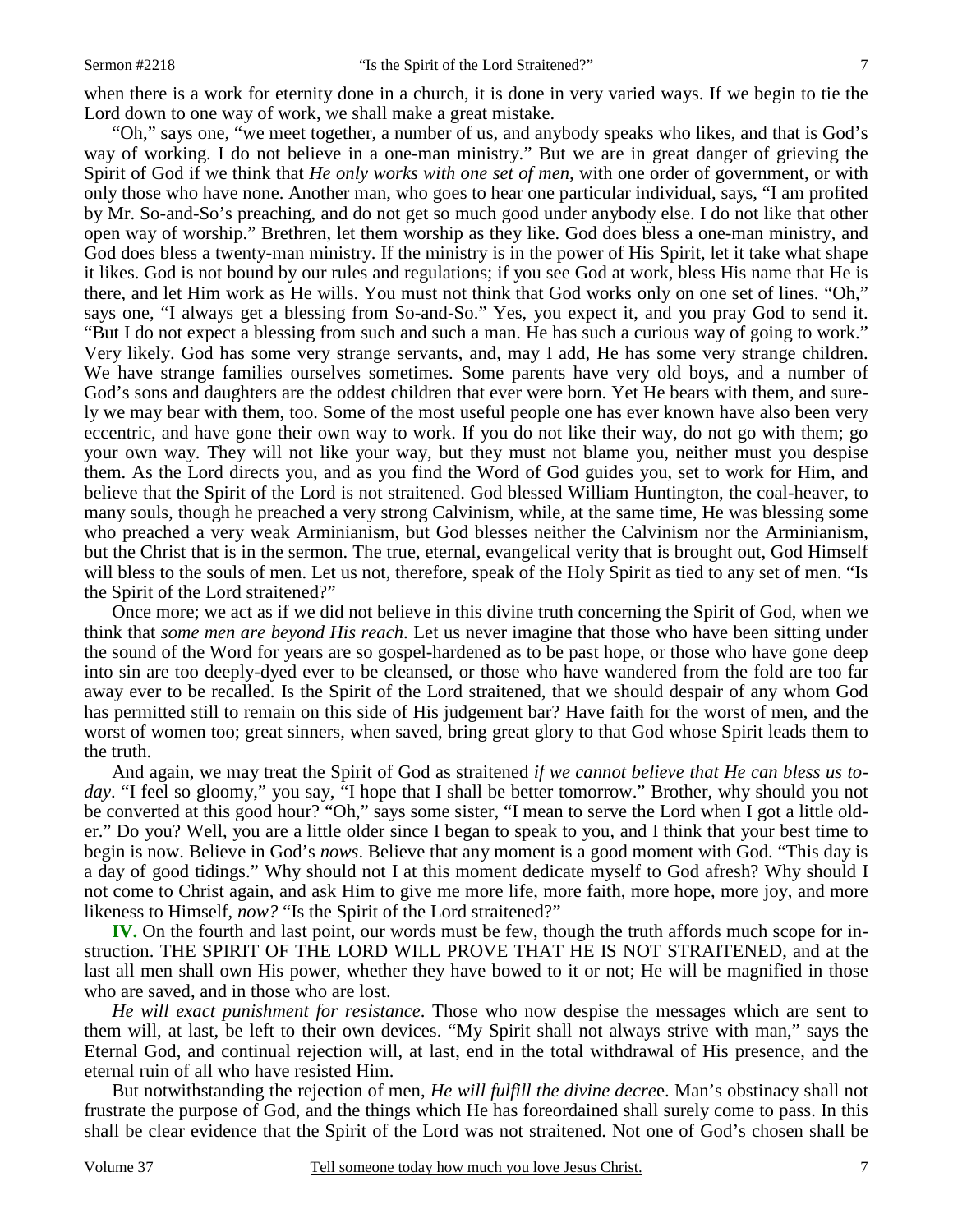when there is a work for eternity done in a church, it is done in very varied ways. If we begin to tie the Lord down to one way of work, we shall make a great mistake.

"Oh," says one, "we meet together, a number of us, and anybody speaks who likes, and that is God's way of working. I do not believe in a one-man ministry." But we are in great danger of grieving the Spirit of God if we think that *He only works with one set of men*, with one order of government, or with only those who have none. Another man, who goes to hear one particular individual, says, "I am profited by Mr. So-and-So's preaching, and do not get so much good under anybody else. I do not like that other open way of worship." Brethren, let them worship as they like. God does bless a one-man ministry, and God does bless a twenty-man ministry. If the ministry is in the power of His Spirit, let it take what shape it likes. God is not bound by our rules and regulations; if you see God at work, bless His name that He is there, and let Him work as He wills. You must not think that God works only on one set of lines. "Oh," says one, "I always get a blessing from So-and-So." Yes, you expect it, and you pray God to send it. "But I do not expect a blessing from such and such a man. He has such a curious way of going to work." Very likely. God has some very strange servants, and, may I add, He has some very strange children. We have strange families ourselves sometimes. Some parents have very old boys, and a number of God's sons and daughters are the oddest children that ever were born. Yet He bears with them, and surely we may bear with them, too. Some of the most useful people one has ever known have also been very eccentric, and have gone their own way to work. If you do not like their way, do not go with them; go your own way. They will not like your way, but they must not blame you, neither must you despise them. As the Lord directs you, and as you find the Word of God guides you, set to work for Him, and believe that the Spirit of the Lord is not straitened. God blessed William Huntington, the coal-heaver, to many souls, though he preached a very strong Calvinism, while, at the same time, He was blessing some who preached a very weak Arminianism, but God blesses neither the Calvinism nor the Arminianism, but the Christ that is in the sermon. The true, eternal, evangelical verity that is brought out, God Himself will bless to the souls of men. Let us not, therefore, speak of the Holy Spirit as tied to any set of men. "Is the Spirit of the Lord straitened?"

Once more; we act as if we did not believe in this divine truth concerning the Spirit of God, when we think that *some men are beyond His reach*. Let us never imagine that those who have been sitting under the sound of the Word for years are so gospel-hardened as to be past hope, or those who have gone deep into sin are too deeply-dyed ever to be cleansed, or those who have wandered from the fold are too far away ever to be recalled. Is the Spirit of the Lord straitened, that we should despair of any whom God has permitted still to remain on this side of His judgement bar? Have faith for the worst of men, and the worst of women too; great sinners, when saved, bring great glory to that God whose Spirit leads them to the truth.

And again, we may treat the Spirit of God as straitened *if we cannot believe that He can bless us today*. "I feel so gloomy," you say, "I hope that I shall be better tomorrow." Brother, why should you not be converted at this good hour? "Oh," says some sister, "I mean to serve the Lord when I got a little older." Do you? Well, you are a little older since I began to speak to you, and I think that your best time to begin is now. Believe in God's *nows*. Believe that any moment is a good moment with God. "This day is a day of good tidings." Why should not I at this moment dedicate myself to God afresh? Why should I not come to Christ again, and ask Him to give me more life, more faith, more hope, more joy, and more likeness to Himself, *now?* "Is the Spirit of the Lord straitened?"

**IV.** On the fourth and last point, our words must be few, though the truth affords much scope for instruction. THE SPIRIT OF THE LORD WILL PROVE THAT HE IS NOT STRAITENED, and at the last all men shall own His power, whether they have bowed to it or not; He will be magnified in those who are saved, and in those who are lost.

*He will exact punishment for resistance*. Those who now despise the messages which are sent to them will, at last, be left to their own devices. "My Spirit shall not always strive with man," says the Eternal God, and continual rejection will, at last, end in the total withdrawal of His presence, and the eternal ruin of all who have resisted Him.

But notwithstanding the rejection of men, *He will fulfill the divine decree*. Man's obstinacy shall not frustrate the purpose of God, and the things which He has foreordained shall surely come to pass. In this shall be clear evidence that the Spirit of the Lord was not straitened. Not one of God's chosen shall be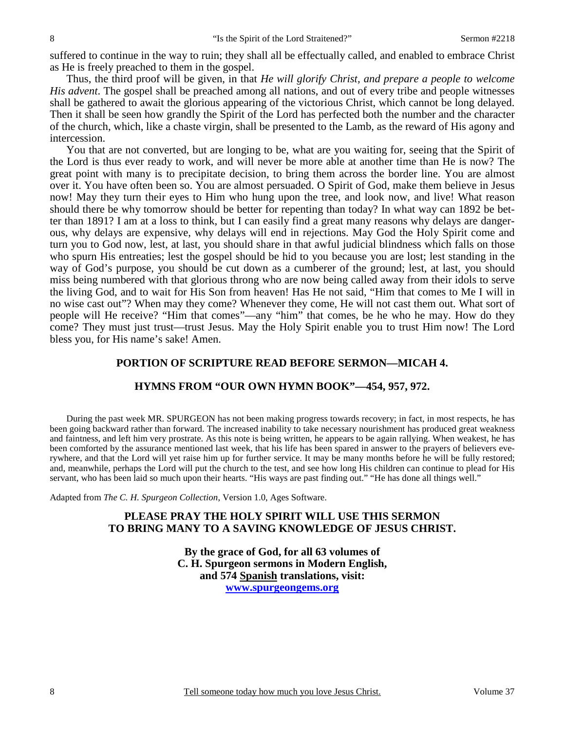suffered to continue in the way to ruin; they shall all be effectually called, and enabled to embrace Christ as He is freely preached to them in the gospel.

Thus, the third proof will be given, in that *He will glorify Christ, and prepare a people to welcome His advent*. The gospel shall be preached among all nations, and out of every tribe and people witnesses shall be gathered to await the glorious appearing of the victorious Christ, which cannot be long delayed. Then it shall be seen how grandly the Spirit of the Lord has perfected both the number and the character of the church, which, like a chaste virgin, shall be presented to the Lamb, as the reward of His agony and intercession.

You that are not converted, but are longing to be, what are you waiting for, seeing that the Spirit of the Lord is thus ever ready to work, and will never be more able at another time than He is now? The great point with many is to precipitate decision, to bring them across the border line. You are almost over it. You have often been so. You are almost persuaded. O Spirit of God, make them believe in Jesus now! May they turn their eyes to Him who hung upon the tree, and look now, and live! What reason should there be why tomorrow should be better for repenting than today? In what way can 1892 be better than 1891? I am at a loss to think, but I can easily find a great many reasons why delays are dangerous, why delays are expensive, why delays will end in rejections. May God the Holy Spirit come and turn you to God now, lest, at last, you should share in that awful judicial blindness which falls on those who spurn His entreaties; lest the gospel should be hid to you because you are lost; lest standing in the way of God's purpose, you should be cut down as a cumberer of the ground; lest, at last, you should miss being numbered with that glorious throng who are now being called away from their idols to serve the living God, and to wait for His Son from heaven! Has He not said, "Him that comes to Me I will in no wise cast out"? When may they come? Whenever they come, He will not cast them out. What sort of people will He receive? "Him that comes"—any "him" that comes, be he who he may. How do they come? They must just trust—trust Jesus. May the Holy Spirit enable you to trust Him now! The Lord bless you, for His name's sake! Amen.

## PORTION OF SCRIPTURE READ BEFORE SERMON—MICAH 4.

## HYMNS FROM "OUR OWN HYMN BOOK"—454, 957, 972.

During the past week MR. SPURGEON has not been making progress towards recovery; in fact, in most respects, he has been going backward rather than forward. The increased inability to take necessary nourishment has produced great weakness and faintness, and left him very prostrate. As this note is being written, he appears to be again rallying. When weakest, he has been comforted by the assurance mentioned last week, that his life has been spared in answer to the prayers of believers everywhere, and that the Lord will yet raise him up for further service. It may be many months before he will be fully restored; and, meanwhile, perhaps the Lord will put the church to the test, and see how long His children can continue to plead for His servant, who has been laid so much upon their hearts. "His ways are past finding out." "He has done all things well."

Adapted from *The C. H. Spurgeon Collection,* Version 1.0, Ages Software.

**PLEASE PRAY THE HOLY SPIRIT WILL USE THIS SERMON TO BRING MANY TO A SAVING KNOWLEDGE OF JESUS CHRIST.**

**By the grace of God, for all 63 volumes of C. H. Spurgeon sermons in Modern English, and 574 Spanish translations, visit: www.spurgeongems.org**